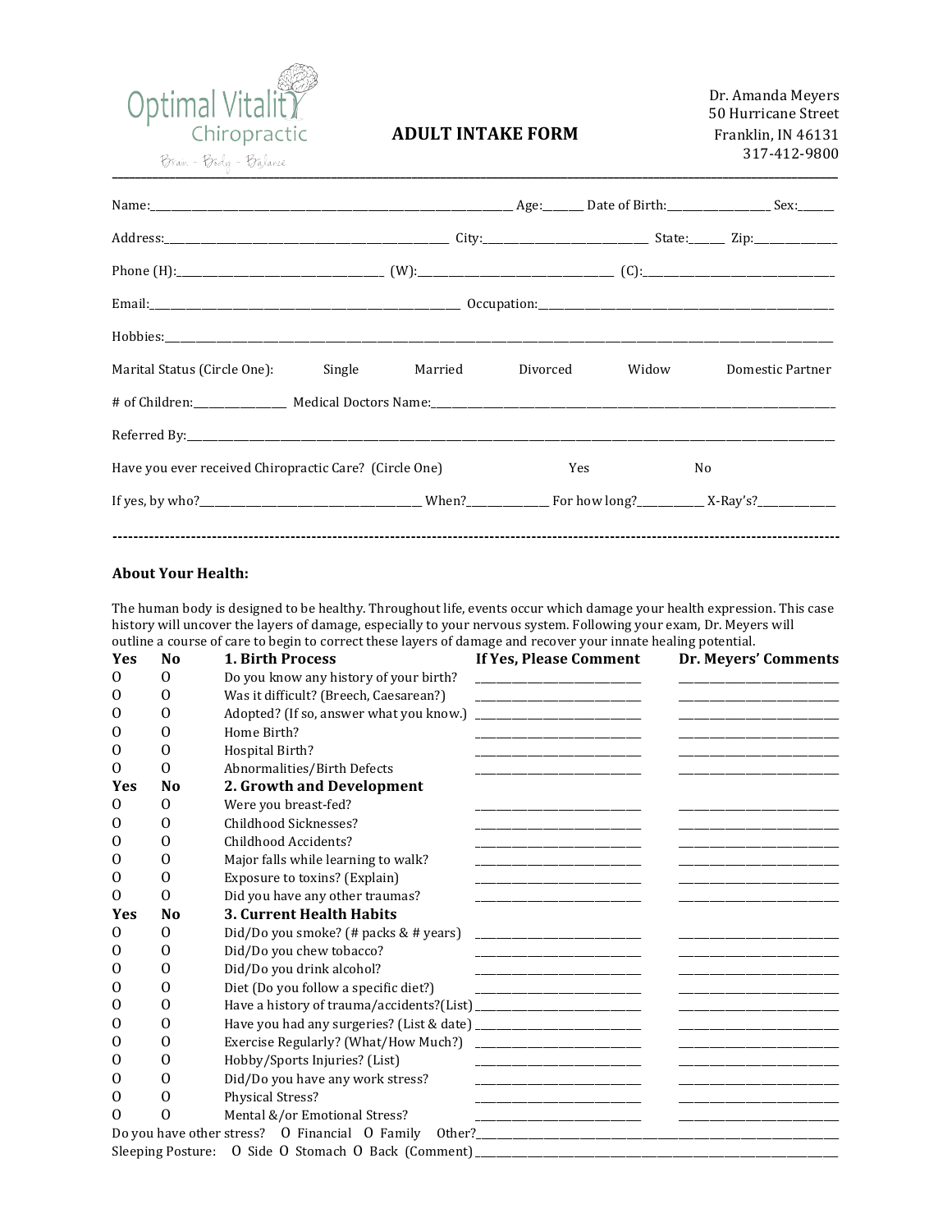Optimal Vitality Chiropractic

Brain - Body - Balance

# ADULT INTAKE FORM

Dr. Amanda Meyers
50 Hurricane Street
Franklin, IN 46131
317-412-9800

---

Name:______________________________ Age:______ Date of Birth:______________ Sex:______

Address:______________________________ City:______________________ State:______ Zip:____________

Phone (H):____________________________ (W):____________________________ (C):____________________________

Email:______________________________ Occupation:______________________________

Hobbies:____________________________________________________________

Marital Status (Circle One): Single Married Divorced Widow Domestic Partner

# of Children:____________ Medical Doctors Name:______________________________

Referred By:____________________________________________________________

Have you ever received Chiropractic Care? (Circle One) Yes No

If yes, by who?______________________ When?__________ For how long?_________ X-Ray's?__________

---

## About Your Health:

The human body is designed to be healthy. Throughout life, events occur which damage your health expression. This case history will uncover the layers of damage, especially to your nervous system. Following your exam, Dr. Meyers will outline a course of care to begin to correct these layers of damage and recover your innate healing potential.

| Yes | No | 1. Birth Process | If Yes, Please Comment | Dr. Meyers' Comments |
|---|---|---|---|---|
| O | O | Do you know any history of your birth? | ____________ | ____________ |
| O | O | Was it difficult? (Breech, Caesarean?) | ____________ | ____________ |
| O | O | Adopted? (If so, answer what you know.) | ____________ | ____________ |
| O | O | Home Birth? | ____________ | ____________ |
| O | O | Hospital Birth? | ____________ | ____________ |
| O | O | Abnormalities/Birth Defects | ____________ | ____________ |
| **Yes** | **No** | **2. Growth and Development** | | |
| O | O | Were you breast-fed? | ____________ | ____________ |
| O | O | Childhood Sicknesses? | ____________ | ____________ |
| O | O | Childhood Accidents? | ____________ | ____________ |
| O | O | Major falls while learning to walk? | ____________ | ____________ |
| O | O | Exposure to toxins? (Explain) | ____________ | ____________ |
| O | O | Did you have any other traumas? | ____________ | ____________ |
| **Yes** | **No** | **3. Current Health Habits** | | |
| O | O | Did/Do you smoke? (# packs & # years) | ____________ | ____________ |
| O | O | Did/Do you chew tobacco? | ____________ | ____________ |
| O | O | Did/Do you drink alcohol? | ____________ | ____________ |
| O | O | Diet (Do you follow a specific diet?) | ____________ | ____________ |
| O | O | Have a history of trauma/accidents?(List) | ____________ | ____________ |
| O | O | Have you had any surgeries? (List & date) | ____________ | ____________ |
| O | O | Exercise Regularly? (What/How Much?) | ____________ | ____________ |
| O | O | Hobby/Sports Injuries? (List) | ____________ | ____________ |
| O | O | Did/Do you have any work stress? | ____________ | ____________ |
| O | O | Physical Stress? | ____________ | ____________ |
| O | O | Mental &/or Emotional Stress? | ____________ | ____________ |

Do you have other stress? O Financial O Family Other?______________________________

Sleeping Posture: O Side O Stomach O Back (Comment)______________________________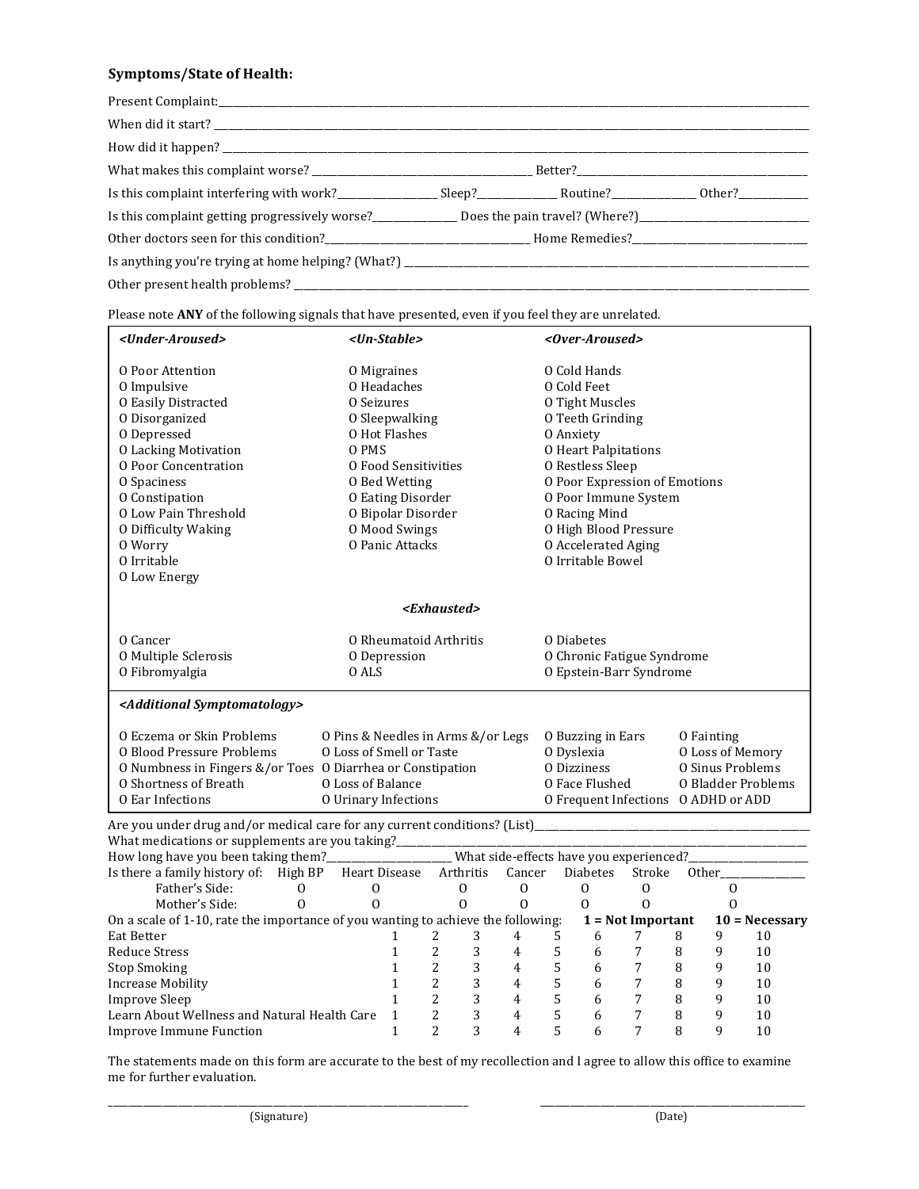### Symptoms/State of Health:

Present Complaint:\_\_\_\_\_\_\_\_\_\_\_\_\_\_\_\_\_\_\_\_\_\_\_\_\_\_\_\_\_\_

When did it start? \_\_\_\_\_\_\_\_\_\_\_\_\_\_\_\_\_\_\_\_\_\_\_\_\_\_\_\_\_\_

How did it happen? \_\_\_\_\_\_\_\_\_\_\_\_\_\_\_\_\_\_\_\_\_\_\_\_\_\_\_\_\_\_

What makes this complaint worse? \_\_\_\_\_\_\_\_\_\_\_\_\_\_\_\_ Better?\_\_\_\_\_\_\_\_\_\_\_\_\_\_\_\_

Is this complaint interfering with work?\_\_\_\_\_\_\_\_ Sleep?\_\_\_\_\_\_\_\_ Routine?\_\_\_\_\_\_\_\_ Other?\_\_\_\_\_\_\_\_

Is this complaint getting progressively worse?\_\_\_\_\_\_\_\_ Does the pain travel? (Where?)\_\_\_\_\_\_\_\_\_\_\_\_\_\_\_\_

Other doctors seen for this condition?\_\_\_\_\_\_\_\_\_\_\_\_\_\_\_\_ Home Remedies?\_\_\_\_\_\_\_\_\_\_\_\_\_\_\_\_

Is anything you're trying at home helping? (What?) \_\_\_\_\_\_\_\_\_\_\_\_\_\_\_\_\_\_\_\_\_\_\_\_\_\_\_\_\_\_

Other present health problems? \_\_\_\_\_\_\_\_\_\_\_\_\_\_\_\_\_\_\_\_\_\_\_\_\_\_\_\_\_\_

Please note **ANY** of the following signals that have presented, even if you feel they are unrelated.

| ***<Under-Aroused>*** | ***<Un-Stable>*** | ***<Over-Aroused>*** |
|---|---|---|
| O Poor Attention | O Migraines | O Cold Hands |
| O Impulsive | O Headaches | O Cold Feet |
| O Easily Distracted | O Seizures | O Tight Muscles |
| O Disorganized | O Sleepwalking | O Teeth Grinding |
| O Depressed | O Hot Flashes | O Anxiety |
| O Lacking Motivation | O PMS | O Heart Palpitations |
| O Poor Concentration | O Food Sensitivities | O Restless Sleep |
| O Spaciness | O Bed Wetting | O Poor Expression of Emotions |
| O Constipation | O Eating Disorder | O Poor Immune System |
| O Low Pain Threshold | O Bipolar Disorder | O Racing Mind |
| O Difficulty Waking | O Mood Swings | O High Blood Pressure |
| O Worry | O Panic Attacks | O Accelerated Aging |
| O Irritable | | O Irritable Bowel |
| O Low Energy | | |

***<Exhausted>***

| | | |
|---|---|---|
| O Cancer | O Rheumatoid Arthritis | O Diabetes |
| O Multiple Sclerosis | O Depression | O Chronic Fatigue Syndrome |
| O Fibromyalgia | O ALS | O Epstein-Barr Syndrome |

***<Additional Symptomatology>***

| | | | |
|---|---|---|---|
| O Eczema or Skin Problems | O Pins & Needles in Arms &/or Legs | O Buzzing in Ears | O Fainting |
| O Blood Pressure Problems | O Loss of Smell or Taste | O Dyslexia | O Loss of Memory |
| O Numbness in Fingers &/or Toes | O Diarrhea or Constipation | O Dizziness | O Sinus Problems |
| O Shortness of Breath | O Loss of Balance | O Face Flushed | O Bladder Problems |
| O Ear Infections | O Urinary Infections | O Frequent Infections | O ADHD or ADD |

Are you under drug and/or medical care for any current conditions? (List)\_\_\_\_\_\_\_\_\_\_\_\_\_\_\_\_

What medications or supplements are you taking?\_\_\_\_\_\_\_\_\_\_\_\_\_\_\_\_

How long have you been taking them?\_\_\_\_\_\_\_\_ What side-effects have you experienced?\_\_\_\_\_\_\_\_

| Is there a family history of: | High BP | Heart Disease | Arthritis | Cancer | Diabetes | Stroke | Other\_\_\_\_\_\_\_\_ |
|---|---|---|---|---|---|---|---|
| Father's Side: | O | O | O | O | O | O | O |
| Mother's Side: | O | O | O | O | O | O | O |

On a scale of 1-10, rate the importance of you wanting to achieve the following: **1 = Not Important** **10 = Necessary**

| | | | | | | | | | | |
|---|---|---|---|---|---|---|---|---|---|---|
| Eat Better | 1 | 2 | 3 | 4 | 5 | 6 | 7 | 8 | 9 | 10 |
| Reduce Stress | 1 | 2 | 3 | 4 | 5 | 6 | 7 | 8 | 9 | 10 |
| Stop Smoking | 1 | 2 | 3 | 4 | 5 | 6 | 7 | 8 | 9 | 10 |
| Increase Mobility | 1 | 2 | 3 | 4 | 5 | 6 | 7 | 8 | 9 | 10 |
| Improve Sleep | 1 | 2 | 3 | 4 | 5 | 6 | 7 | 8 | 9 | 10 |
| Learn About Wellness and Natural Health Care | 1 | 2 | 3 | 4 | 5 | 6 | 7 | 8 | 9 | 10 |
| Improve Immune Function | 1 | 2 | 3 | 4 | 5 | 6 | 7 | 8 | 9 | 10 |

The statements made on this form are accurate to the best of my recollection and I agree to allow this office to examine me for further evaluation.

\_\_\_\_\_\_\_\_\_\_\_\_\_\_\_\_\_\_\_\_\_\_\_\_\_\_\_\_\_\_ (Signature)

\_\_\_\_\_\_\_\_\_\_\_\_\_\_\_\_\_\_\_\_ (Date)